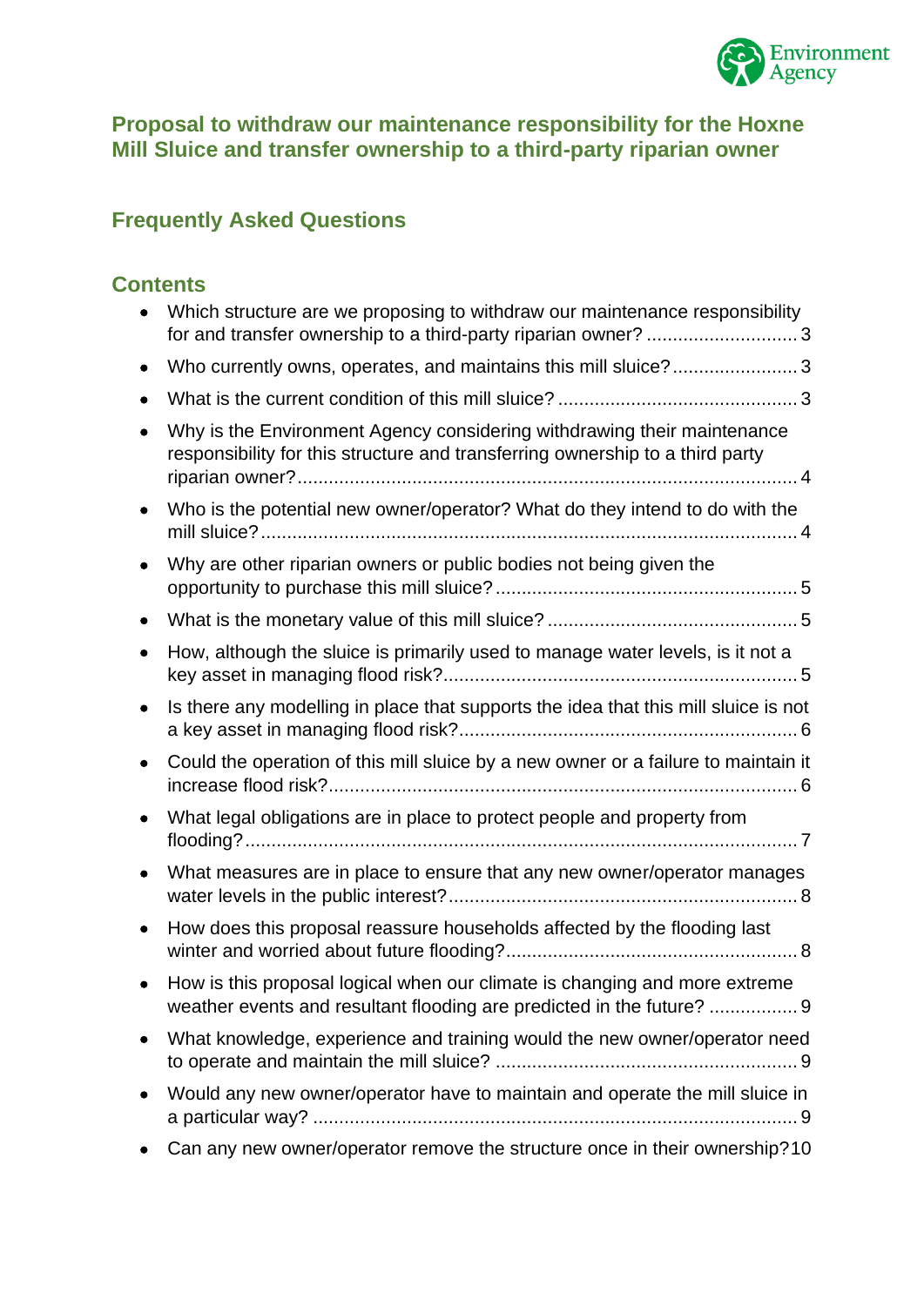# Proposal to withdraw our maintenance responsibility for the Hoxne Mill Sluice and transfer ownership to a third-party riparian owner

## Frequently Asked Questions

### Contents

- Which structure are we proposing to withdraw our maintenance responsibility for and transfer ownership to a third-party riparian owner? ............................ 3
- Who currently owns, operates, and maintains this mill sluice? ........................ 3
- What is the current condition of this mill sluice? ............................................. 3
- Why is the Environment Agency considering withdrawing their maintenance responsibility for this structure and transferring ownership to a third party riparian owner? ............................................................................................... 4
- Who is the potential new owner/operator? What do they intend to do with the mill sluice? ....................................................................................................... 4
- Why are other riparian owners or public bodies not being given the opportunity to purchase this mill sluice? ......................................................... 5
- What is the monetary value of this mill sluice? ............................................... 5
- How, although the sluice is primarily used to manage water levels, is it not a key asset in managing flood risk? ................................................................... 5
- Is there any modelling in place that supports the idea that this mill sluice is not a key asset in managing flood risk? ................................................................ 6
- Could the operation of this mill sluice by a new owner or a failure to maintain it increase flood risk? ......................................................................................... 6
- What legal obligations are in place to protect people and property from flooding? ......................................................................................................... 7
- What measures are in place to ensure that any new owner/operator manages water levels in the public interest? .................................................................. 8
- How does this proposal reassure households affected by the flooding last winter and worried about future flooding? ....................................................... 8
- How is this proposal logical when our climate is changing and more extreme weather events and resultant flooding are predicted in the future? ................. 9
- What knowledge, experience and training would the new owner/operator need to operate and maintain the mill sluice? ......................................................... 9
- Would any new owner/operator have to maintain and operate the mill sluice in a particular way? ............................................................................................ 9
- Can any new owner/operator remove the structure once in their ownership? 10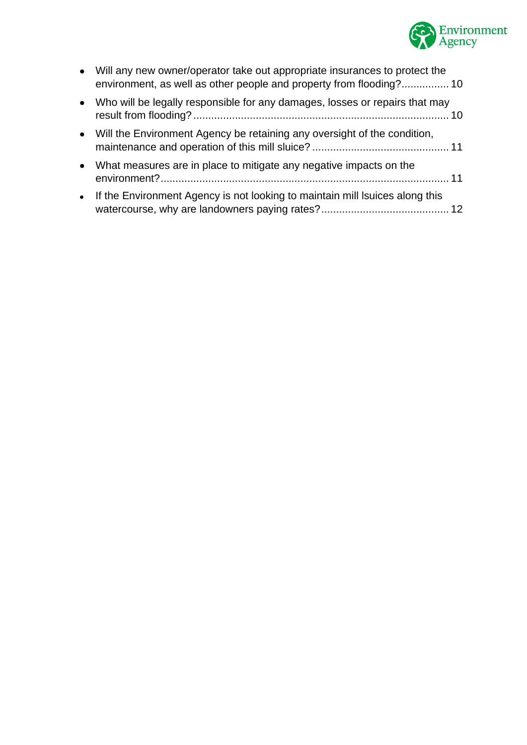- Will any new owner/operator take out appropriate insurances to protect the environment, as well as other people and property from flooding?................ 10
- Who will be legally responsible for any damages, losses or repairs that may result from flooding?..................................................................................... 10
- Will the Environment Agency be retaining any oversight of the condition, maintenance and operation of this mill sluice? ............................................. 11
- What measures are in place to mitigate any negative impacts on the environment?................................................................................................. 11
- If the Environment Agency is not looking to maintain mill lsuices along this watercourse, why are landowners paying rates?.......................................... 12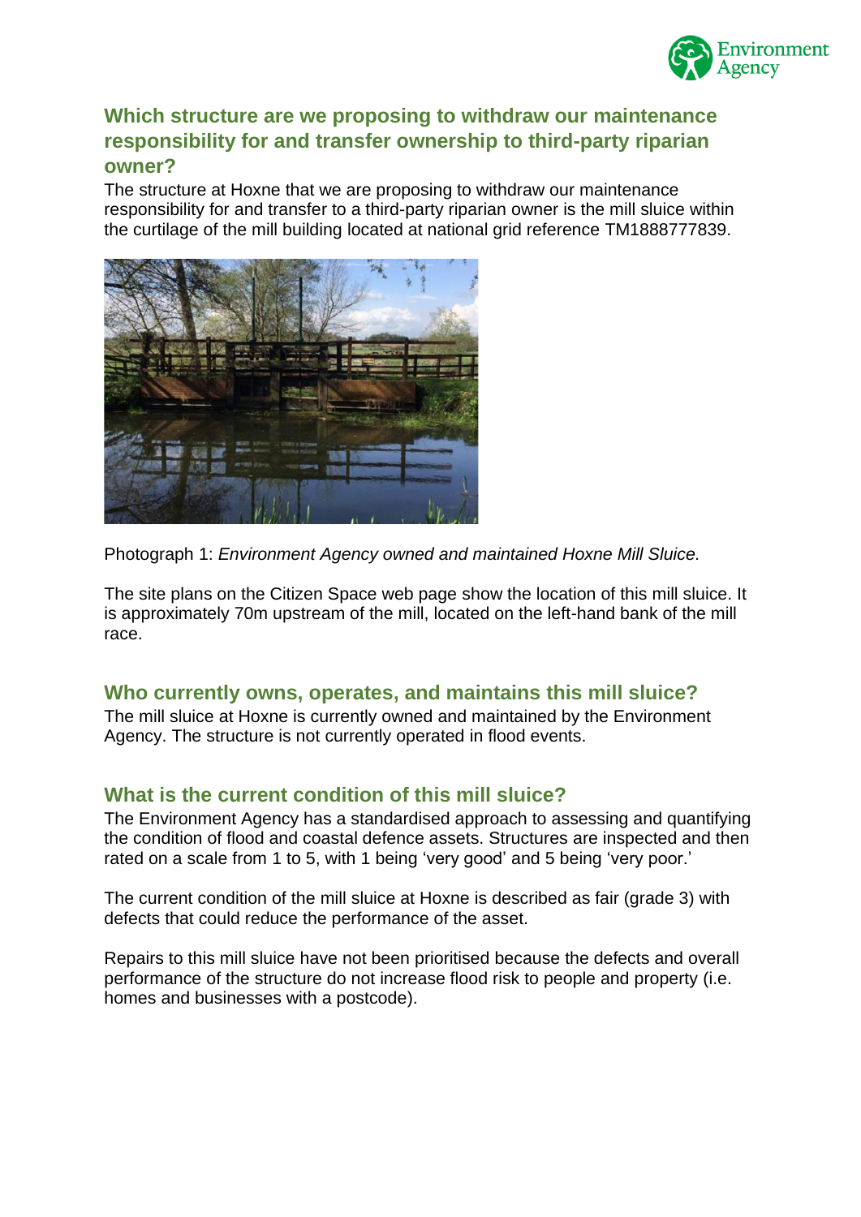## Which structure are we proposing to withdraw our maintenance responsibility for and transfer ownership to third-party riparian owner?

The structure at Hoxne that we are proposing to withdraw our maintenance responsibility for and transfer to a third-party riparian owner is the mill sluice within the curtilage of the mill building located at national grid reference TM1888777839.

Photograph 1: *Environment Agency owned and maintained Hoxne Mill Sluice.*

The site plans on the Citizen Space web page show the location of this mill sluice. It is approximately 70m upstream of the mill, located on the left-hand bank of the mill race.

## Who currently owns, operates, and maintains this mill sluice?

The mill sluice at Hoxne is currently owned and maintained by the Environment Agency. The structure is not currently operated in flood events.

## What is the current condition of this mill sluice?

The Environment Agency has a standardised approach to assessing and quantifying the condition of flood and coastal defence assets. Structures are inspected and then rated on a scale from 1 to 5, with 1 being 'very good' and 5 being 'very poor.'

The current condition of the mill sluice at Hoxne is described as fair (grade 3) with defects that could reduce the performance of the asset.

Repairs to this mill sluice have not been prioritised because the defects and overall performance of the structure do not increase flood risk to people and property (i.e. homes and businesses with a postcode).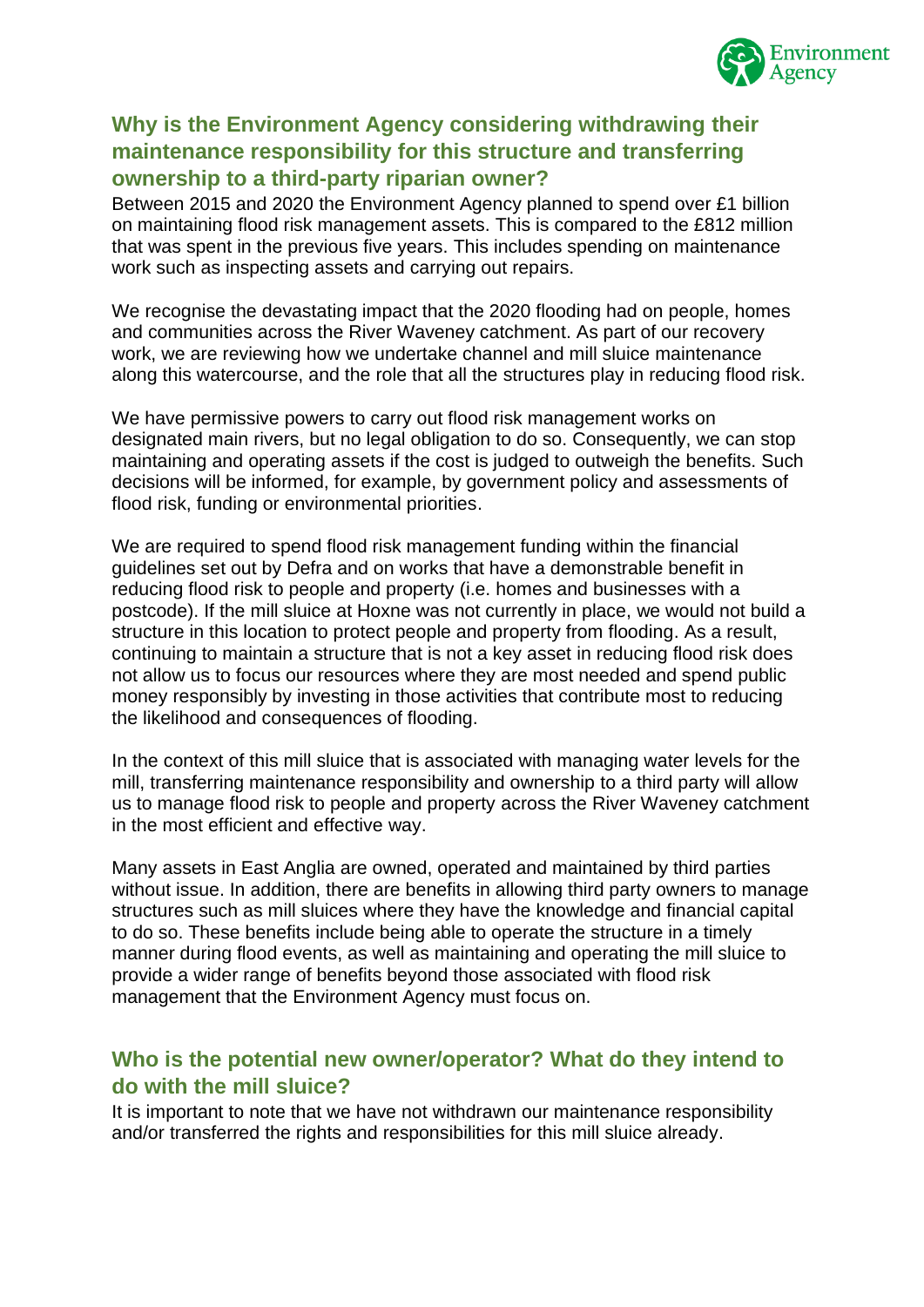## Why is the Environment Agency considering withdrawing their maintenance responsibility for this structure and transferring ownership to a third-party riparian owner?

Between 2015 and 2020 the Environment Agency planned to spend over £1 billion on maintaining flood risk management assets. This is compared to the £812 million that was spent in the previous five years. This includes spending on maintenance work such as inspecting assets and carrying out repairs.

We recognise the devastating impact that the 2020 flooding had on people, homes and communities across the River Waveney catchment. As part of our recovery work, we are reviewing how we undertake channel and mill sluice maintenance along this watercourse, and the role that all the structures play in reducing flood risk.

We have permissive powers to carry out flood risk management works on designated main rivers, but no legal obligation to do so. Consequently, we can stop maintaining and operating assets if the cost is judged to outweigh the benefits. Such decisions will be informed, for example, by government policy and assessments of flood risk, funding or environmental priorities.

We are required to spend flood risk management funding within the financial guidelines set out by Defra and on works that have a demonstrable benefit in reducing flood risk to people and property (i.e. homes and businesses with a postcode). If the mill sluice at Hoxne was not currently in place, we would not build a structure in this location to protect people and property from flooding. As a result, continuing to maintain a structure that is not a key asset in reducing flood risk does not allow us to focus our resources where they are most needed and spend public money responsibly by investing in those activities that contribute most to reducing the likelihood and consequences of flooding.

In the context of this mill sluice that is associated with managing water levels for the mill, transferring maintenance responsibility and ownership to a third party will allow us to manage flood risk to people and property across the River Waveney catchment in the most efficient and effective way.

Many assets in East Anglia are owned, operated and maintained by third parties without issue. In addition, there are benefits in allowing third party owners to manage structures such as mill sluices where they have the knowledge and financial capital to do so. These benefits include being able to operate the structure in a timely manner during flood events, as well as maintaining and operating the mill sluice to provide a wider range of benefits beyond those associated with flood risk management that the Environment Agency must focus on.

## Who is the potential new owner/operator? What do they intend to do with the mill sluice?

It is important to note that we have not withdrawn our maintenance responsibility and/or transferred the rights and responsibilities for this mill sluice already.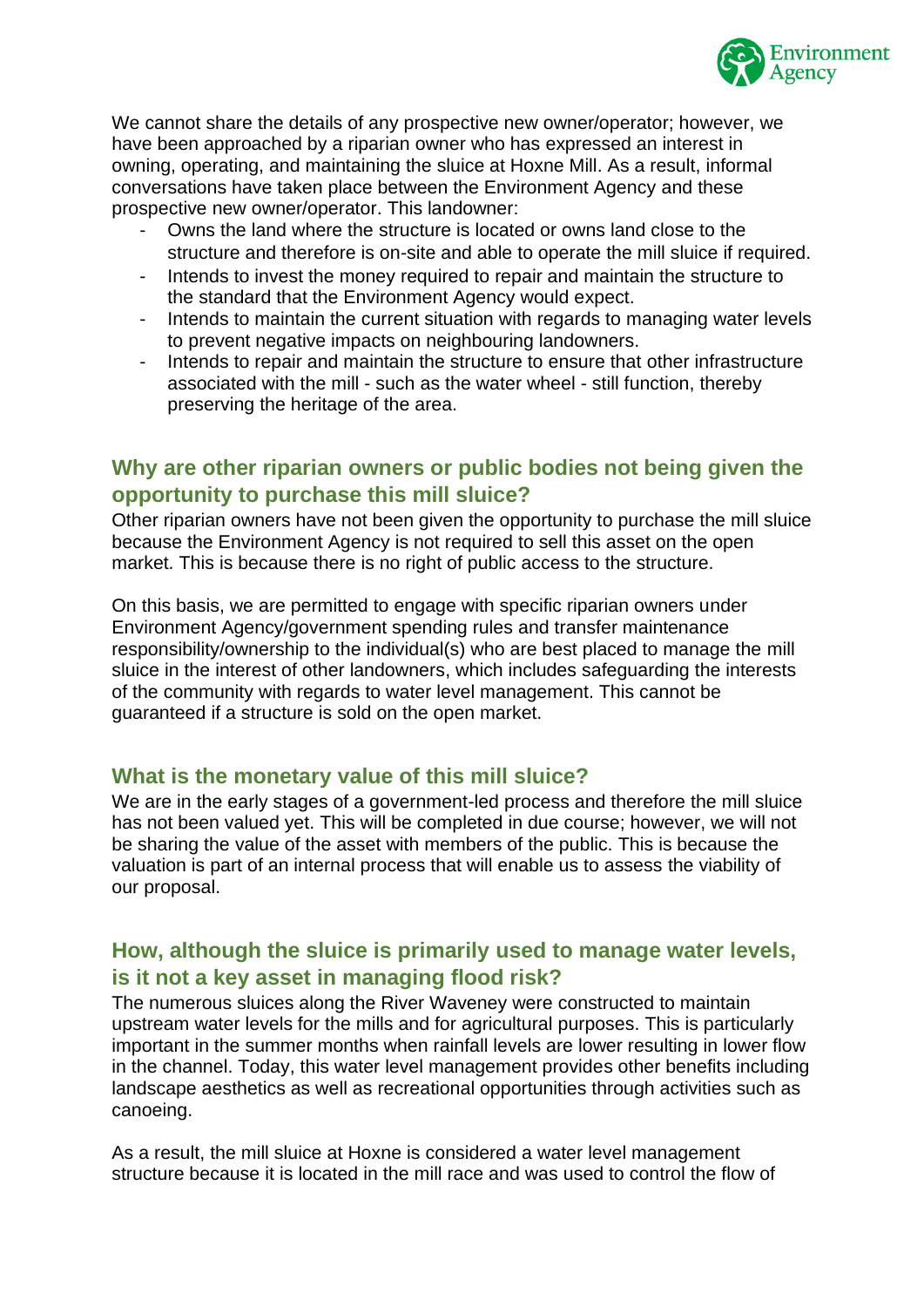We cannot share the details of any prospective new owner/operator; however, we have been approached by a riparian owner who has expressed an interest in owning, operating, and maintaining the sluice at Hoxne Mill. As a result, informal conversations have taken place between the Environment Agency and these prospective new owner/operator. This landowner:

- Owns the land where the structure is located or owns land close to the structure and therefore is on-site and able to operate the mill sluice if required.
- Intends to invest the money required to repair and maintain the structure to the standard that the Environment Agency would expect.
- Intends to maintain the current situation with regards to managing water levels to prevent negative impacts on neighbouring landowners.
- Intends to repair and maintain the structure to ensure that other infrastructure associated with the mill - such as the water wheel - still function, thereby preserving the heritage of the area.

## Why are other riparian owners or public bodies not being given the opportunity to purchase this mill sluice?

Other riparian owners have not been given the opportunity to purchase the mill sluice because the Environment Agency is not required to sell this asset on the open market. This is because there is no right of public access to the structure.

On this basis, we are permitted to engage with specific riparian owners under Environment Agency/government spending rules and transfer maintenance responsibility/ownership to the individual(s) who are best placed to manage the mill sluice in the interest of other landowners, which includes safeguarding the interests of the community with regards to water level management. This cannot be guaranteed if a structure is sold on the open market.

## What is the monetary value of this mill sluice?

We are in the early stages of a government-led process and therefore the mill sluice has not been valued yet. This will be completed in due course; however, we will not be sharing the value of the asset with members of the public. This is because the valuation is part of an internal process that will enable us to assess the viability of our proposal.

## How, although the sluice is primarily used to manage water levels, is it not a key asset in managing flood risk?

The numerous sluices along the River Waveney were constructed to maintain upstream water levels for the mills and for agricultural purposes. This is particularly important in the summer months when rainfall levels are lower resulting in lower flow in the channel. Today, this water level management provides other benefits including landscape aesthetics as well as recreational opportunities through activities such as canoeing.

As a result, the mill sluice at Hoxne is considered a water level management structure because it is located in the mill race and was used to control the flow of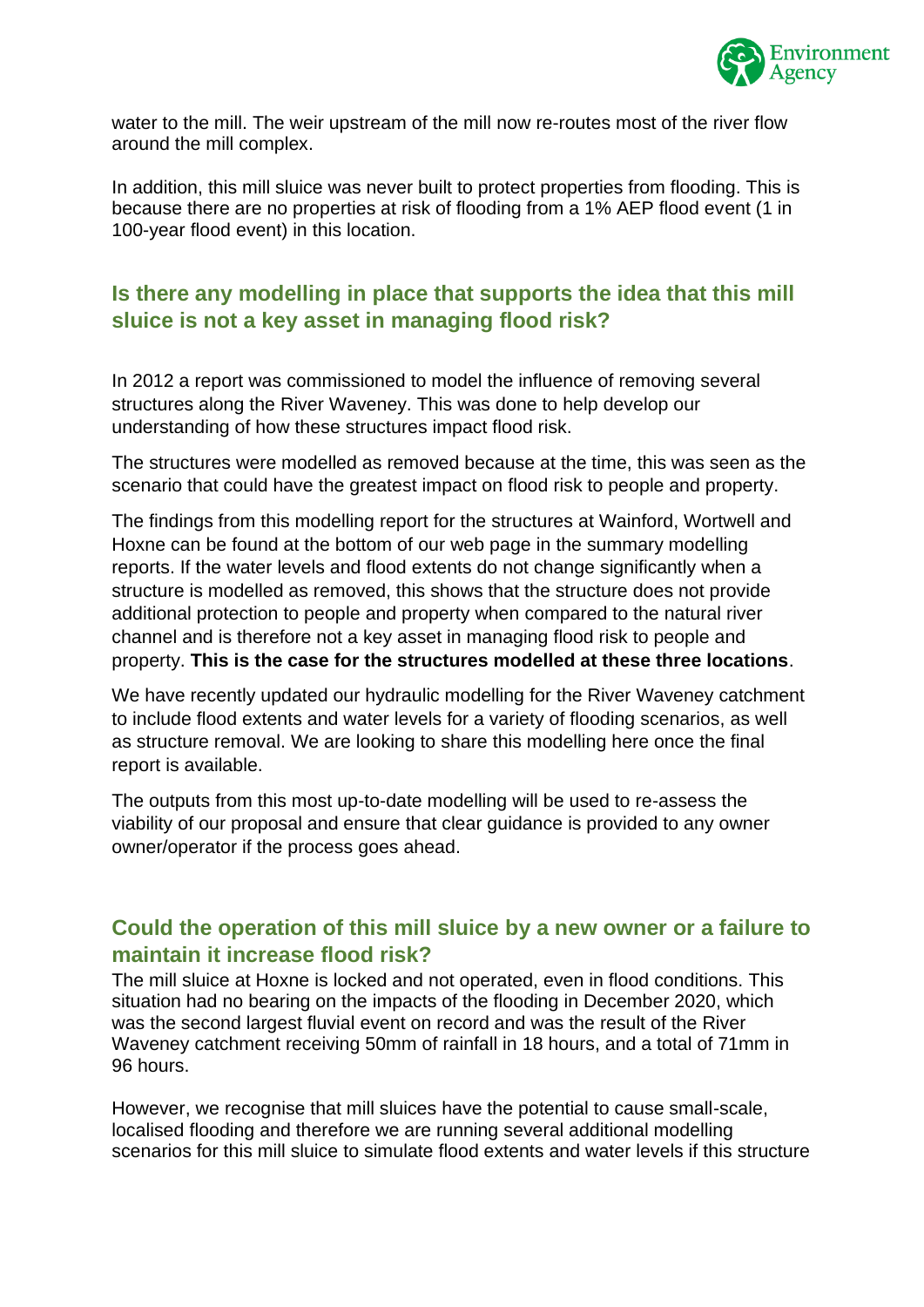water to the mill. The weir upstream of the mill now re-routes most of the river flow around the mill complex.

In addition, this mill sluice was never built to protect properties from flooding. This is because there are no properties at risk of flooding from a 1% AEP flood event (1 in 100-year flood event) in this location.

## Is there any modelling in place that supports the idea that this mill sluice is not a key asset in managing flood risk?

In 2012 a report was commissioned to model the influence of removing several structures along the River Waveney. This was done to help develop our understanding of how these structures impact flood risk.

The structures were modelled as removed because at the time, this was seen as the scenario that could have the greatest impact on flood risk to people and property.

The findings from this modelling report for the structures at Wainford, Wortwell and Hoxne can be found at the bottom of our web page in the summary modelling reports. If the water levels and flood extents do not change significantly when a structure is modelled as removed, this shows that the structure does not provide additional protection to people and property when compared to the natural river channel and is therefore not a key asset in managing flood risk to people and property. **This is the case for the structures modelled at these three locations**.

We have recently updated our hydraulic modelling for the River Waveney catchment to include flood extents and water levels for a variety of flooding scenarios, as well as structure removal. We are looking to share this modelling here once the final report is available.

The outputs from this most up-to-date modelling will be used to re-assess the viability of our proposal and ensure that clear guidance is provided to any owner owner/operator if the process goes ahead.

## Could the operation of this mill sluice by a new owner or a failure to maintain it increase flood risk?

The mill sluice at Hoxne is locked and not operated, even in flood conditions. This situation had no bearing on the impacts of the flooding in December 2020, which was the second largest fluvial event on record and was the result of the River Waveney catchment receiving 50mm of rainfall in 18 hours, and a total of 71mm in 96 hours.

However, we recognise that mill sluices have the potential to cause small-scale, localised flooding and therefore we are running several additional modelling scenarios for this mill sluice to simulate flood extents and water levels if this structure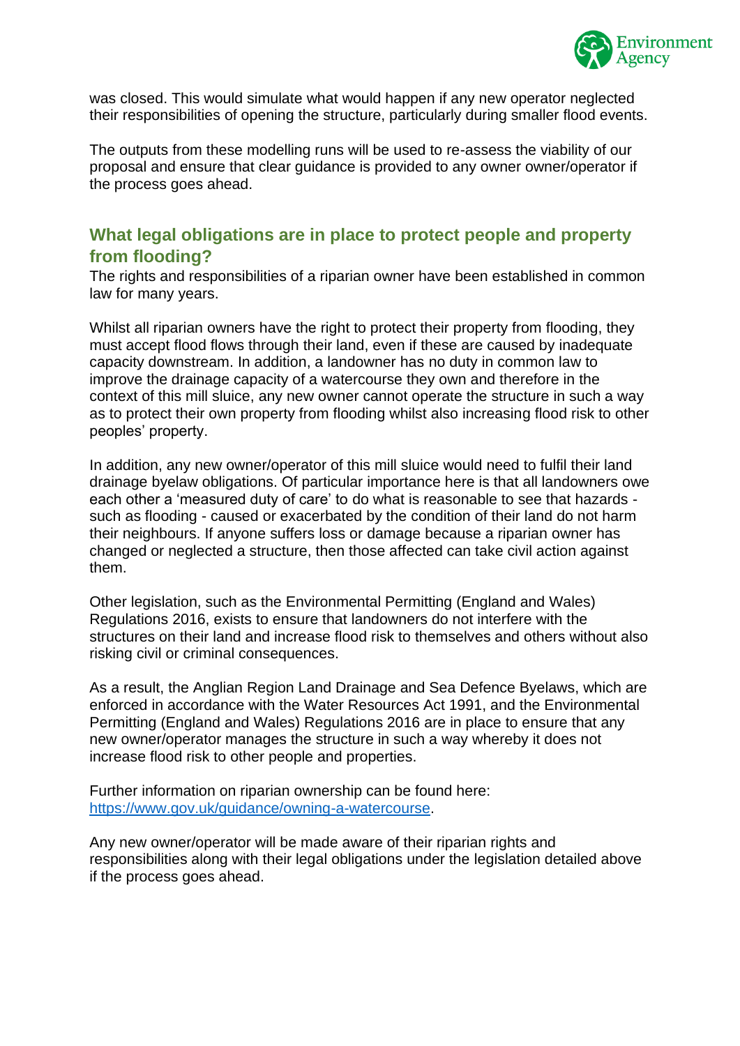was closed. This would simulate what would happen if any new operator neglected their responsibilities of opening the structure, particularly during smaller flood events.

The outputs from these modelling runs will be used to re-assess the viability of our proposal and ensure that clear guidance is provided to any owner owner/operator if the process goes ahead.

## What legal obligations are in place to protect people and property from flooding?

The rights and responsibilities of a riparian owner have been established in common law for many years.

Whilst all riparian owners have the right to protect their property from flooding, they must accept flood flows through their land, even if these are caused by inadequate capacity downstream. In addition, a landowner has no duty in common law to improve the drainage capacity of a watercourse they own and therefore in the context of this mill sluice, any new owner cannot operate the structure in such a way as to protect their own property from flooding whilst also increasing flood risk to other peoples' property.

In addition, any new owner/operator of this mill sluice would need to fulfil their land drainage byelaw obligations. Of particular importance here is that all landowners owe each other a 'measured duty of care' to do what is reasonable to see that hazards - such as flooding - caused or exacerbated by the condition of their land do not harm their neighbours. If anyone suffers loss or damage because a riparian owner has changed or neglected a structure, then those affected can take civil action against them.

Other legislation, such as the Environmental Permitting (England and Wales) Regulations 2016, exists to ensure that landowners do not interfere with the structures on their land and increase flood risk to themselves and others without also risking civil or criminal consequences.

As a result, the Anglian Region Land Drainage and Sea Defence Byelaws, which are enforced in accordance with the Water Resources Act 1991, and the Environmental Permitting (England and Wales) Regulations 2016 are in place to ensure that any new owner/operator manages the structure in such a way whereby it does not increase flood risk to other people and properties.

Further information on riparian ownership can be found here: [https://www.gov.uk/guidance/owning-a-watercourse](https://www.gov.uk/guidance/owning-a-watercourse).

Any new owner/operator will be made aware of their riparian rights and responsibilities along with their legal obligations under the legislation detailed above if the process goes ahead.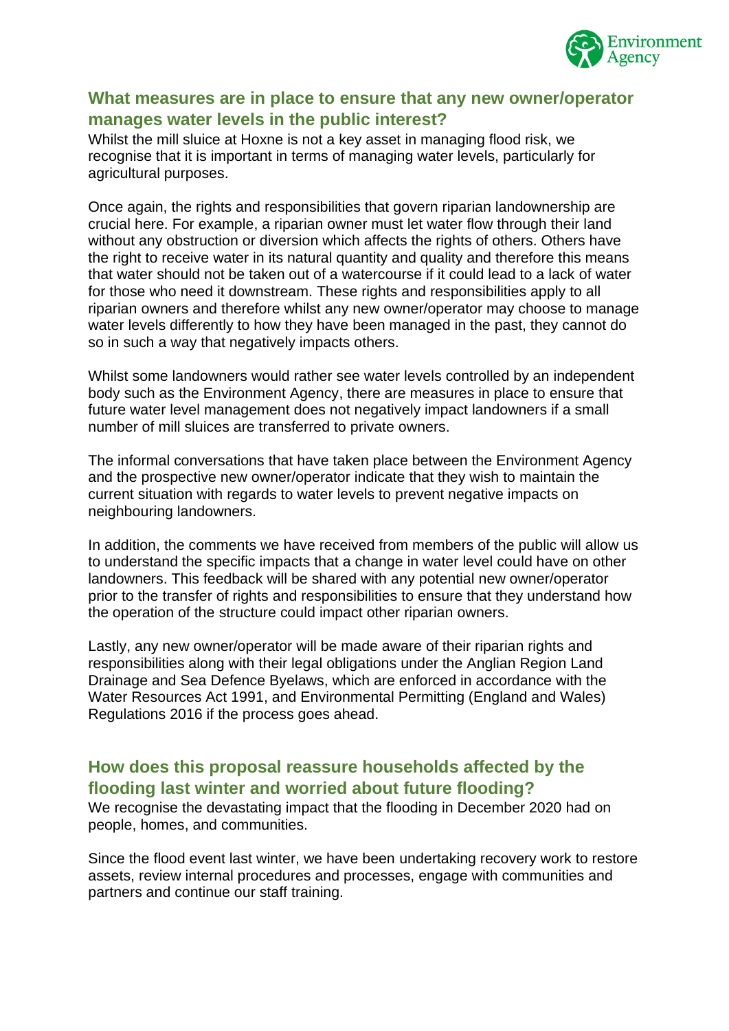## What measures are in place to ensure that any new owner/operator manages water levels in the public interest?

Whilst the mill sluice at Hoxne is not a key asset in managing flood risk, we recognise that it is important in terms of managing water levels, particularly for agricultural purposes.

Once again, the rights and responsibilities that govern riparian landownership are crucial here. For example, a riparian owner must let water flow through their land without any obstruction or diversion which affects the rights of others. Others have the right to receive water in its natural quantity and quality and therefore this means that water should not be taken out of a watercourse if it could lead to a lack of water for those who need it downstream. These rights and responsibilities apply to all riparian owners and therefore whilst any new owner/operator may choose to manage water levels differently to how they have been managed in the past, they cannot do so in such a way that negatively impacts others.

Whilst some landowners would rather see water levels controlled by an independent body such as the Environment Agency, there are measures in place to ensure that future water level management does not negatively impact landowners if a small number of mill sluices are transferred to private owners.

The informal conversations that have taken place between the Environment Agency and the prospective new owner/operator indicate that they wish to maintain the current situation with regards to water levels to prevent negative impacts on neighbouring landowners.

In addition, the comments we have received from members of the public will allow us to understand the specific impacts that a change in water level could have on other landowners. This feedback will be shared with any potential new owner/operator prior to the transfer of rights and responsibilities to ensure that they understand how the operation of the structure could impact other riparian owners.

Lastly, any new owner/operator will be made aware of their riparian rights and responsibilities along with their legal obligations under the Anglian Region Land Drainage and Sea Defence Byelaws, which are enforced in accordance with the Water Resources Act 1991, and Environmental Permitting (England and Wales) Regulations 2016 if the process goes ahead.

## How does this proposal reassure households affected by the flooding last winter and worried about future flooding?

We recognise the devastating impact that the flooding in December 2020 had on people, homes, and communities.

Since the flood event last winter, we have been undertaking recovery work to restore assets, review internal procedures and processes, engage with communities and partners and continue our staff training.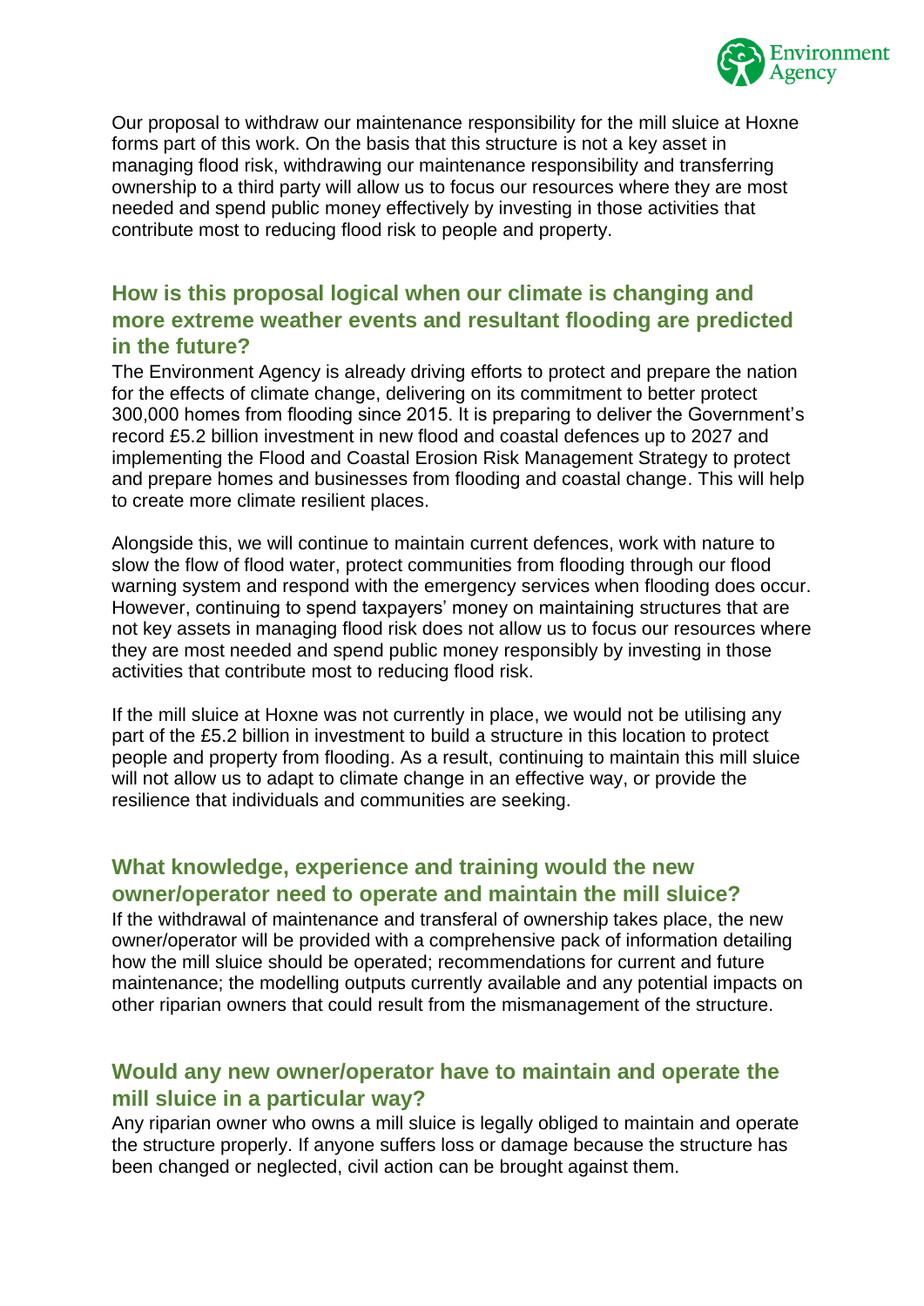Our proposal to withdraw our maintenance responsibility for the mill sluice at Hoxne forms part of this work. On the basis that this structure is not a key asset in managing flood risk, withdrawing our maintenance responsibility and transferring ownership to a third party will allow us to focus our resources where they are most needed and spend public money effectively by investing in those activities that contribute most to reducing flood risk to people and property.

## How is this proposal logical when our climate is changing and more extreme weather events and resultant flooding are predicted in the future?

The Environment Agency is already driving efforts to protect and prepare the nation for the effects of climate change, delivering on its commitment to better protect 300,000 homes from flooding since 2015. It is preparing to deliver the Government's record £5.2 billion investment in new flood and coastal defences up to 2027 and implementing the Flood and Coastal Erosion Risk Management Strategy to protect and prepare homes and businesses from flooding and coastal change. This will help to create more climate resilient places.

Alongside this, we will continue to maintain current defences, work with nature to slow the flow of flood water, protect communities from flooding through our flood warning system and respond with the emergency services when flooding does occur. However, continuing to spend taxpayers' money on maintaining structures that are not key assets in managing flood risk does not allow us to focus our resources where they are most needed and spend public money responsibly by investing in those activities that contribute most to reducing flood risk.

If the mill sluice at Hoxne was not currently in place, we would not be utilising any part of the £5.2 billion in investment to build a structure in this location to protect people and property from flooding. As a result, continuing to maintain this mill sluice will not allow us to adapt to climate change in an effective way, or provide the resilience that individuals and communities are seeking.

## What knowledge, experience and training would the new owner/operator need to operate and maintain the mill sluice?

If the withdrawal of maintenance and transferal of ownership takes place, the new owner/operator will be provided with a comprehensive pack of information detailing how the mill sluice should be operated; recommendations for current and future maintenance; the modelling outputs currently available and any potential impacts on other riparian owners that could result from the mismanagement of the structure.

## Would any new owner/operator have to maintain and operate the mill sluice in a particular way?

Any riparian owner who owns a mill sluice is legally obliged to maintain and operate the structure properly. If anyone suffers loss or damage because the structure has been changed or neglected, civil action can be brought against them.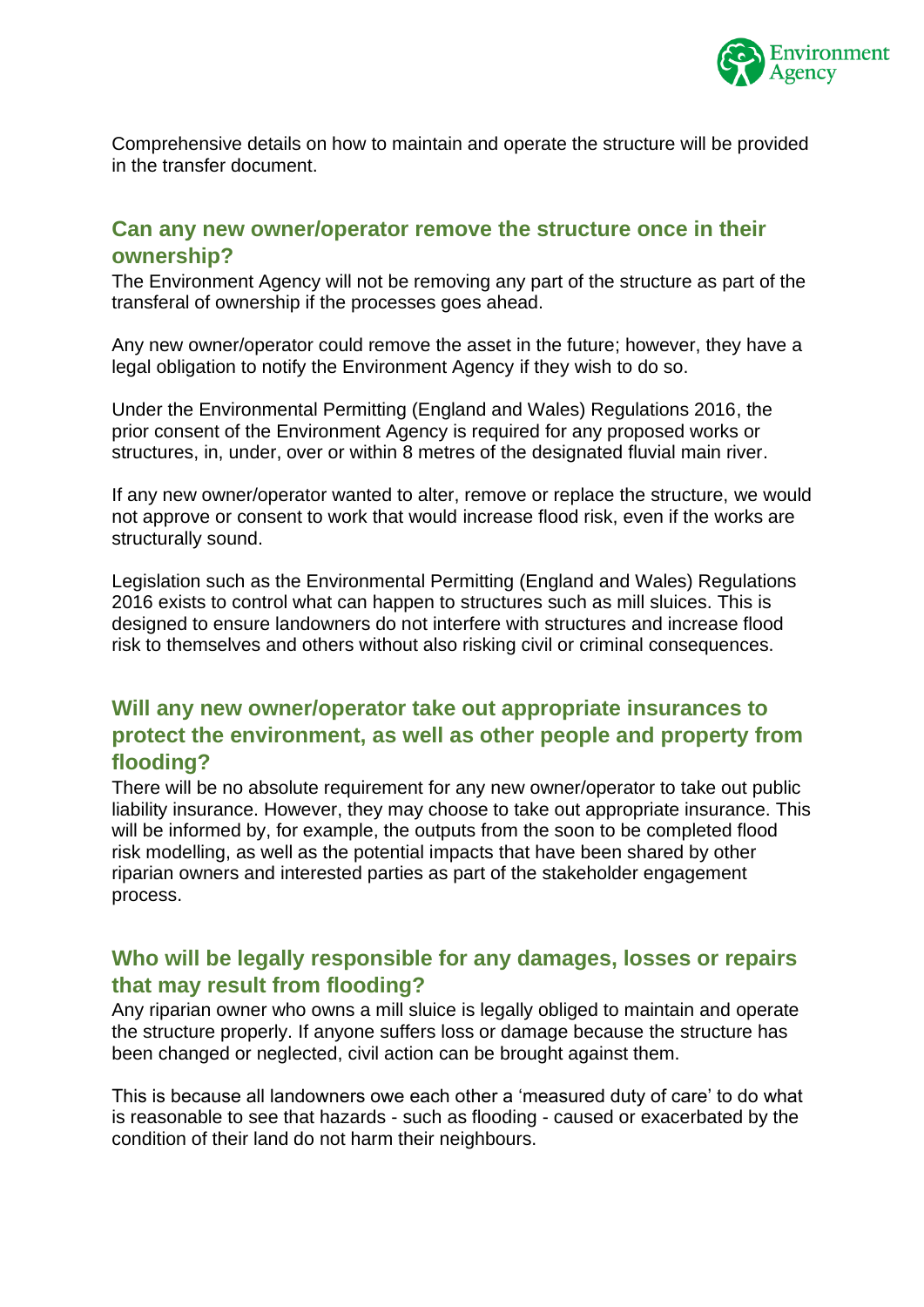Comprehensive details on how to maintain and operate the structure will be provided in the transfer document.

## Can any new owner/operator remove the structure once in their ownership?

The Environment Agency will not be removing any part of the structure as part of the transferal of ownership if the processes goes ahead.

Any new owner/operator could remove the asset in the future; however, they have a legal obligation to notify the Environment Agency if they wish to do so.

Under the Environmental Permitting (England and Wales) Regulations 2016, the prior consent of the Environment Agency is required for any proposed works or structures, in, under, over or within 8 metres of the designated fluvial main river.

If any new owner/operator wanted to alter, remove or replace the structure, we would not approve or consent to work that would increase flood risk, even if the works are structurally sound.

Legislation such as the Environmental Permitting (England and Wales) Regulations 2016 exists to control what can happen to structures such as mill sluices. This is designed to ensure landowners do not interfere with structures and increase flood risk to themselves and others without also risking civil or criminal consequences.

## Will any new owner/operator take out appropriate insurances to protect the environment, as well as other people and property from flooding?

There will be no absolute requirement for any new owner/operator to take out public liability insurance. However, they may choose to take out appropriate insurance. This will be informed by, for example, the outputs from the soon to be completed flood risk modelling, as well as the potential impacts that have been shared by other riparian owners and interested parties as part of the stakeholder engagement process.

## Who will be legally responsible for any damages, losses or repairs that may result from flooding?

Any riparian owner who owns a mill sluice is legally obliged to maintain and operate the structure properly. If anyone suffers loss or damage because the structure has been changed or neglected, civil action can be brought against them.

This is because all landowners owe each other a 'measured duty of care' to do what is reasonable to see that hazards - such as flooding - caused or exacerbated by the condition of their land do not harm their neighbours.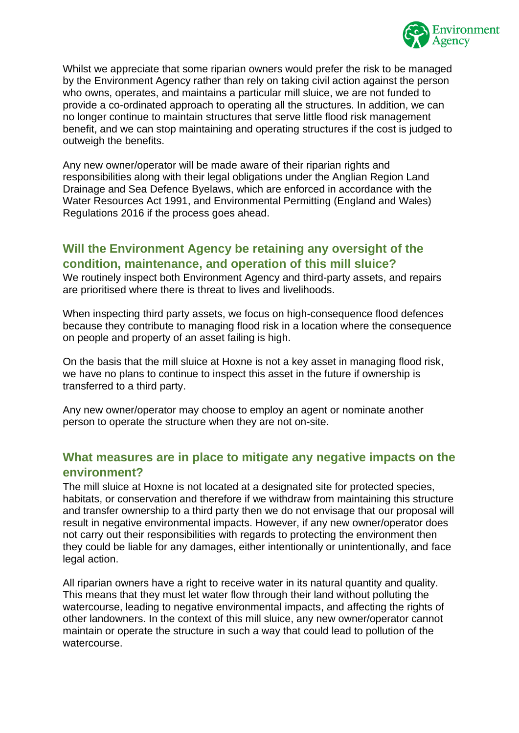Whilst we appreciate that some riparian owners would prefer the risk to be managed by the Environment Agency rather than rely on taking civil action against the person who owns, operates, and maintains a particular mill sluice, we are not funded to provide a co-ordinated approach to operating all the structures. In addition, we can no longer continue to maintain structures that serve little flood risk management benefit, and we can stop maintaining and operating structures if the cost is judged to outweigh the benefits.

Any new owner/operator will be made aware of their riparian rights and responsibilities along with their legal obligations under the Anglian Region Land Drainage and Sea Defence Byelaws, which are enforced in accordance with the Water Resources Act 1991, and Environmental Permitting (England and Wales) Regulations 2016 if the process goes ahead.

## Will the Environment Agency be retaining any oversight of the condition, maintenance, and operation of this mill sluice?

We routinely inspect both Environment Agency and third-party assets, and repairs are prioritised where there is threat to lives and livelihoods.

When inspecting third party assets, we focus on high-consequence flood defences because they contribute to managing flood risk in a location where the consequence on people and property of an asset failing is high.

On the basis that the mill sluice at Hoxne is not a key asset in managing flood risk, we have no plans to continue to inspect this asset in the future if ownership is transferred to a third party.

Any new owner/operator may choose to employ an agent or nominate another person to operate the structure when they are not on-site.

## What measures are in place to mitigate any negative impacts on the environment?

The mill sluice at Hoxne is not located at a designated site for protected species, habitats, or conservation and therefore if we withdraw from maintaining this structure and transfer ownership to a third party then we do not envisage that our proposal will result in negative environmental impacts. However, if any new owner/operator does not carry out their responsibilities with regards to protecting the environment then they could be liable for any damages, either intentionally or unintentionally, and face legal action.

All riparian owners have a right to receive water in its natural quantity and quality. This means that they must let water flow through their land without polluting the watercourse, leading to negative environmental impacts, and affecting the rights of other landowners. In the context of this mill sluice, any new owner/operator cannot maintain or operate the structure in such a way that could lead to pollution of the watercourse.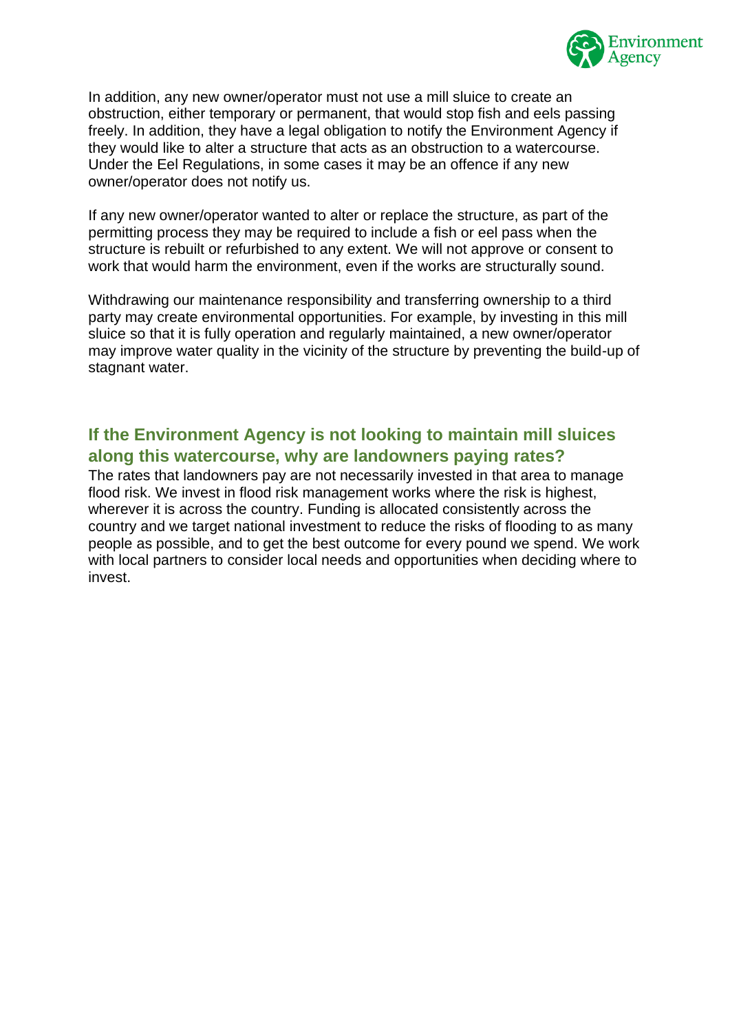In addition, any new owner/operator must not use a mill sluice to create an obstruction, either temporary or permanent, that would stop fish and eels passing freely. In addition, they have a legal obligation to notify the Environment Agency if they would like to alter a structure that acts as an obstruction to a watercourse. Under the Eel Regulations, in some cases it may be an offence if any new owner/operator does not notify us.

If any new owner/operator wanted to alter or replace the structure, as part of the permitting process they may be required to include a fish or eel pass when the structure is rebuilt or refurbished to any extent. We will not approve or consent to work that would harm the environment, even if the works are structurally sound.

Withdrawing our maintenance responsibility and transferring ownership to a third party may create environmental opportunities. For example, by investing in this mill sluice so that it is fully operation and regularly maintained, a new owner/operator may improve water quality in the vicinity of the structure by preventing the build-up of stagnant water.

## If the Environment Agency is not looking to maintain mill sluices along this watercourse, why are landowners paying rates?

The rates that landowners pay are not necessarily invested in that area to manage flood risk. We invest in flood risk management works where the risk is highest, wherever it is across the country. Funding is allocated consistently across the country and we target national investment to reduce the risks of flooding to as many people as possible, and to get the best outcome for every pound we spend. We work with local partners to consider local needs and opportunities when deciding where to invest.